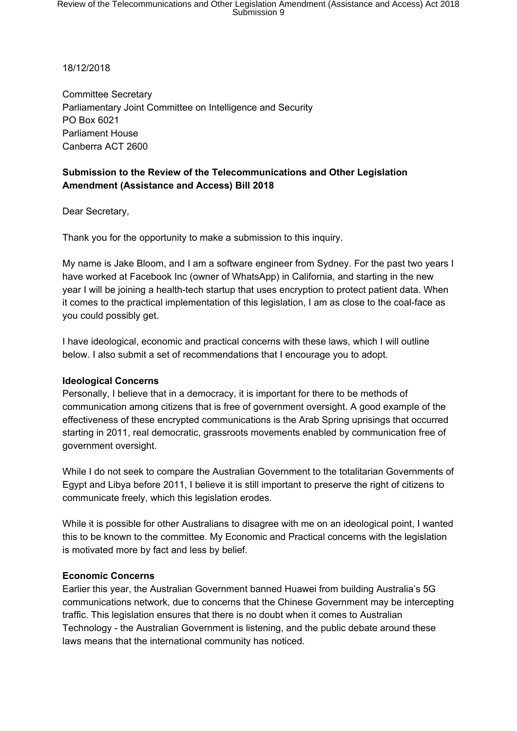18/12/2018

Committee Secretary
Parliamentary Joint Committee on Intelligence and Security
PO Box 6021
Parliament House
Canberra ACT 2600

**Submission to the Review of the Telecommunications and Other Legislation Amendment (Assistance and Access) Bill 2018**

Dear Secretary,

Thank you for the opportunity to make a submission to this inquiry.

My name is Jake Bloom, and I am a software engineer from Sydney. For the past two years I have worked at Facebook Inc (owner of WhatsApp) in California, and starting in the new year I will be joining a health-tech startup that uses encryption to protect patient data. When it comes to the practical implementation of this legislation, I am as close to the coal-face as you could possibly get.

I have ideological, economic and practical concerns with these laws, which I will outline below. I also submit a set of recommendations that I encourage you to adopt.

**Ideological Concerns**

Personally, I believe that in a democracy, it is important for there to be methods of communication among citizens that is free of government oversight. A good example of the effectiveness of these encrypted communications is the Arab Spring uprisings that occurred starting in 2011, real democratic, grassroots movements enabled by communication free of government oversight.

While I do not seek to compare the Australian Government to the totalitarian Governments of Egypt and Libya before 2011, I believe it is still important to preserve the right of citizens to communicate freely, which this legislation erodes.

While it is possible for other Australians to disagree with me on an ideological point, I wanted this to be known to the committee. My Economic and Practical concerns with the legislation is motivated more by fact and less by belief.

**Economic Concerns**

Earlier this year, the Australian Government banned Huawei from building Australia's 5G communications network, due to concerns that the Chinese Government may be intercepting traffic. This legislation ensures that there is no doubt when it comes to Australian Technology - the Australian Government is listening, and the public debate around these laws means that the international community has noticed.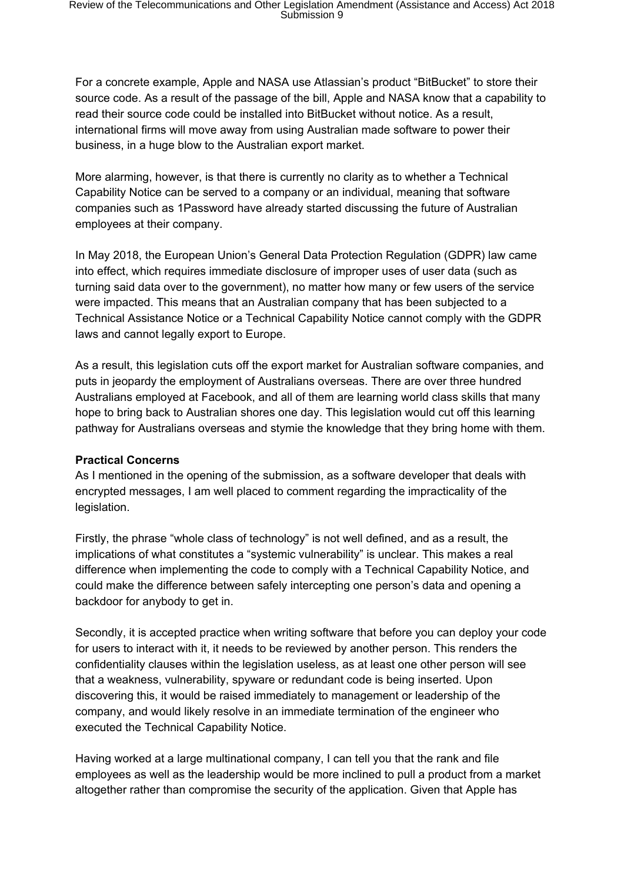For a concrete example, Apple and NASA use Atlassian's product "BitBucket" to store their source code. As a result of the passage of the bill, Apple and NASA know that a capability to read their source code could be installed into BitBucket without notice. As a result, international firms will move away from using Australian made software to power their business, in a huge blow to the Australian export market.

More alarming, however, is that there is currently no clarity as to whether a Technical Capability Notice can be served to a company or an individual, meaning that software companies such as 1Password have already started discussing the future of Australian employees at their company.

In May 2018, the European Union's General Data Protection Regulation (GDPR) law came into effect, which requires immediate disclosure of improper uses of user data (such as turning said data over to the government), no matter how many or few users of the service were impacted. This means that an Australian company that has been subjected to a Technical Assistance Notice or a Technical Capability Notice cannot comply with the GDPR laws and cannot legally export to Europe.

As a result, this legislation cuts off the export market for Australian software companies, and puts in jeopardy the employment of Australians overseas. There are over three hundred Australians employed at Facebook, and all of them are learning world class skills that many hope to bring back to Australian shores one day. This legislation would cut off this learning pathway for Australians overseas and stymie the knowledge that they bring home with them.

**Practical Concerns**

As I mentioned in the opening of the submission, as a software developer that deals with encrypted messages, I am well placed to comment regarding the impracticality of the legislation.

Firstly, the phrase "whole class of technology" is not well defined, and as a result, the implications of what constitutes a "systemic vulnerability" is unclear. This makes a real difference when implementing the code to comply with a Technical Capability Notice, and could make the difference between safely intercepting one person's data and opening a backdoor for anybody to get in.

Secondly, it is accepted practice when writing software that before you can deploy your code for users to interact with it, it needs to be reviewed by another person. This renders the confidentiality clauses within the legislation useless, as at least one other person will see that a weakness, vulnerability, spyware or redundant code is being inserted. Upon discovering this, it would be raised immediately to management or leadership of the company, and would likely resolve in an immediate termination of the engineer who executed the Technical Capability Notice.

Having worked at a large multinational company, I can tell you that the rank and file employees as well as the leadership would be more inclined to pull a product from a market altogether rather than compromise the security of the application. Given that Apple has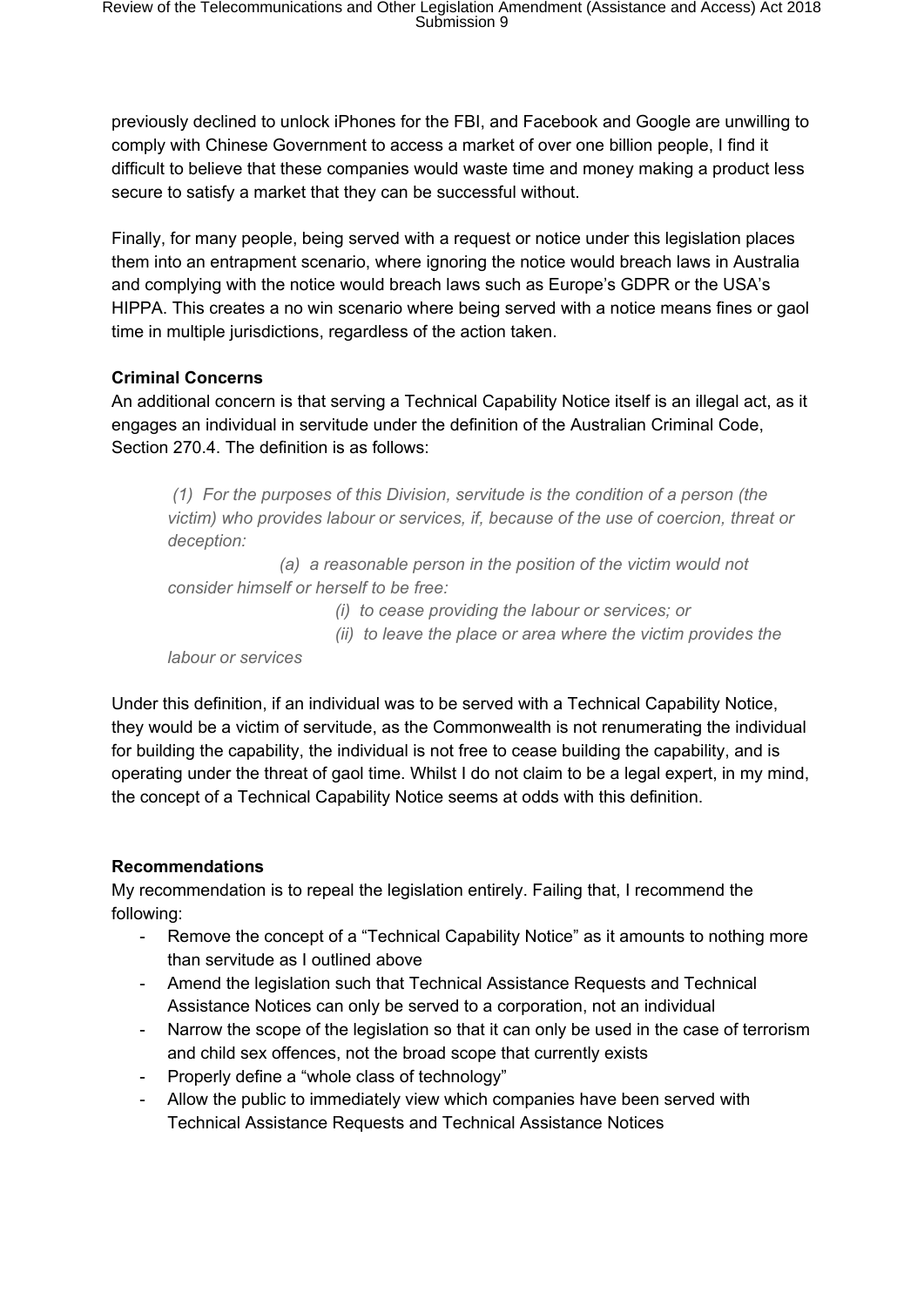previously declined to unlock iPhones for the FBI, and Facebook and Google are unwilling to comply with Chinese Government to access a market of over one billion people, I find it difficult to believe that these companies would waste time and money making a product less secure to satisfy a market that they can be successful without.

Finally, for many people, being served with a request or notice under this legislation places them into an entrapment scenario, where ignoring the notice would breach laws in Australia and complying with the notice would breach laws such as Europe's GDPR or the USA's HIPPA. This creates a no win scenario where being served with a notice means fines or gaol time in multiple jurisdictions, regardless of the action taken.

**Criminal Concerns**

An additional concern is that serving a Technical Capability Notice itself is an illegal act, as it engages an individual in servitude under the definition of the Australian Criminal Code, Section 270.4. The definition is as follows:

> *(1) For the purposes of this Division, servitude is the condition of a person (the victim) who provides labour or services, if, because of the use of coercion, threat or deception:*
>
> *(a) a reasonable person in the position of the victim would not consider himself or herself to be free:*
>
> *(i) to cease providing the labour or services; or*
>
> *(ii) to leave the place or area where the victim provides the labour or services*

Under this definition, if an individual was to be served with a Technical Capability Notice, they would be a victim of servitude, as the Commonwealth is not renumerating the individual for building the capability, the individual is not free to cease building the capability, and is operating under the threat of gaol time. Whilst I do not claim to be a legal expert, in my mind, the concept of a Technical Capability Notice seems at odds with this definition.

**Recommendations**

My recommendation is to repeal the legislation entirely. Failing that, I recommend the following:

- Remove the concept of a "Technical Capability Notice" as it amounts to nothing more than servitude as I outlined above
- Amend the legislation such that Technical Assistance Requests and Technical Assistance Notices can only be served to a corporation, not an individual
- Narrow the scope of the legislation so that it can only be used in the case of terrorism and child sex offences, not the broad scope that currently exists
- Properly define a "whole class of technology"
- Allow the public to immediately view which companies have been served with Technical Assistance Requests and Technical Assistance Notices